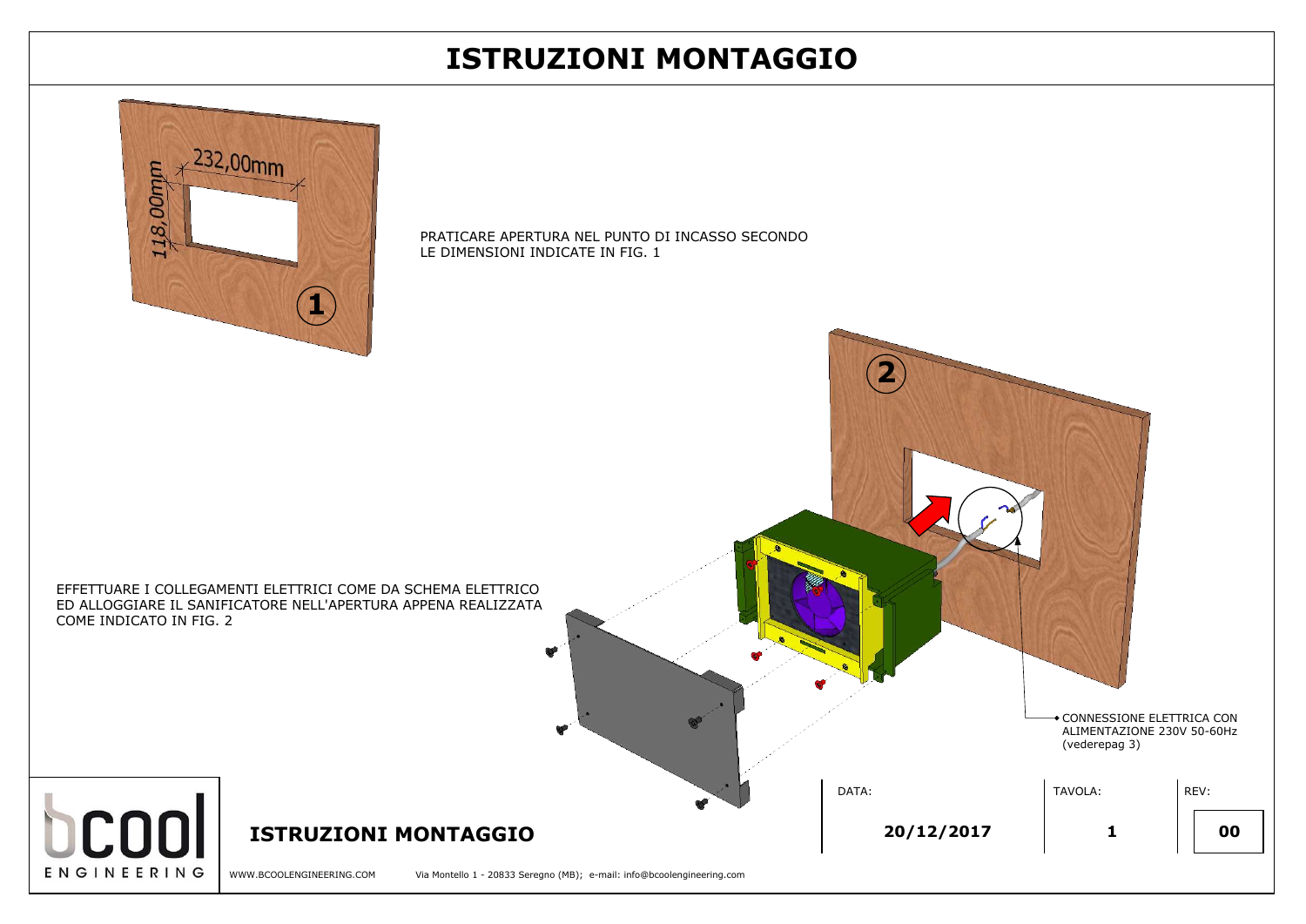# ISTRUZIONI MONTAGGIO

232,00mm

118,00mm

1

PRATICARE APERTURA NEL PUNTO DI INCASSO SECONDO LE DIMENSIONI INDICATE IN FIG. 1

2

EFFETTUARE I COLLEGAMENTI ELETTRICI COME DA SCHEMA ELETTRICO ED ALLOGGIARE IL SANIFICATORE NELL'APERTURA APPENA REALIZZATA COME INDICATO IN FIG. 2

CONNESSIONE ELETTRICA CON ALIMENTAZIONE 230V 50-60Hz (vederepag 3)

| DATA: | TAVOLA: | REV: |
| --- | --- | --- |
| 20/12/2017 | 1 | 00 |

bcool ENGINEERING

**ISTRUZIONI MONTAGGIO**

WWW.BCOOLENGINEERING.COM Via Montello 1 - 20833 Seregno (MB); e-mail: info@bcoolengineering.com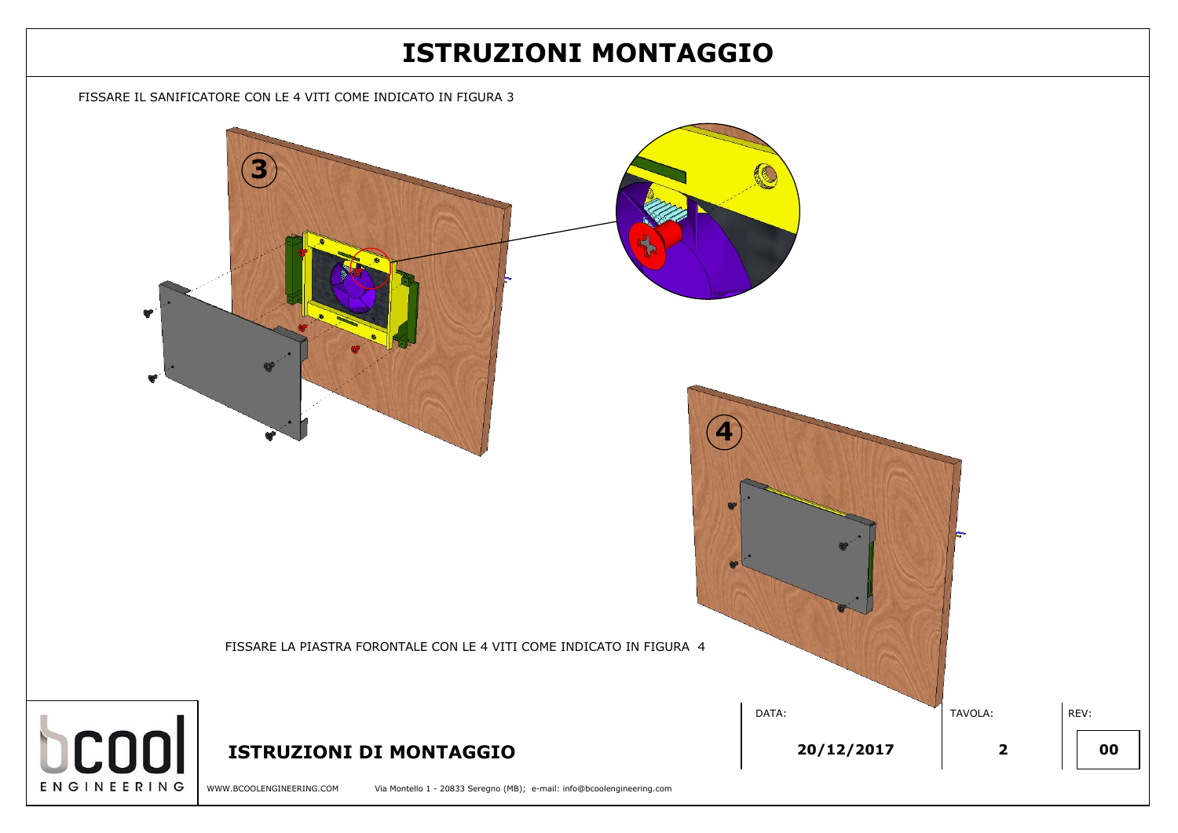# ISTRUZIONI MONTAGGIO

FISSARE IL SANIFICATORE CON LE 4 VITI COME INDICATO IN FIGURA 3

3

4

FISSARE LA PIASTRA FORONTALE CON LE 4 VITI COME INDICATO IN FIGURA 4

bcool ENGINEERING

**ISTRUZIONI DI MONTAGGIO**

| DATA: | TAVOLA: | REV: |
| --- | --- | --- |
| 20/12/2017 | 2 | 00 |

WWW.BCOOLENGINEERING.COM Via Montello 1 - 20833 Seregno (MB); e-mail: info@bcoolengineering.com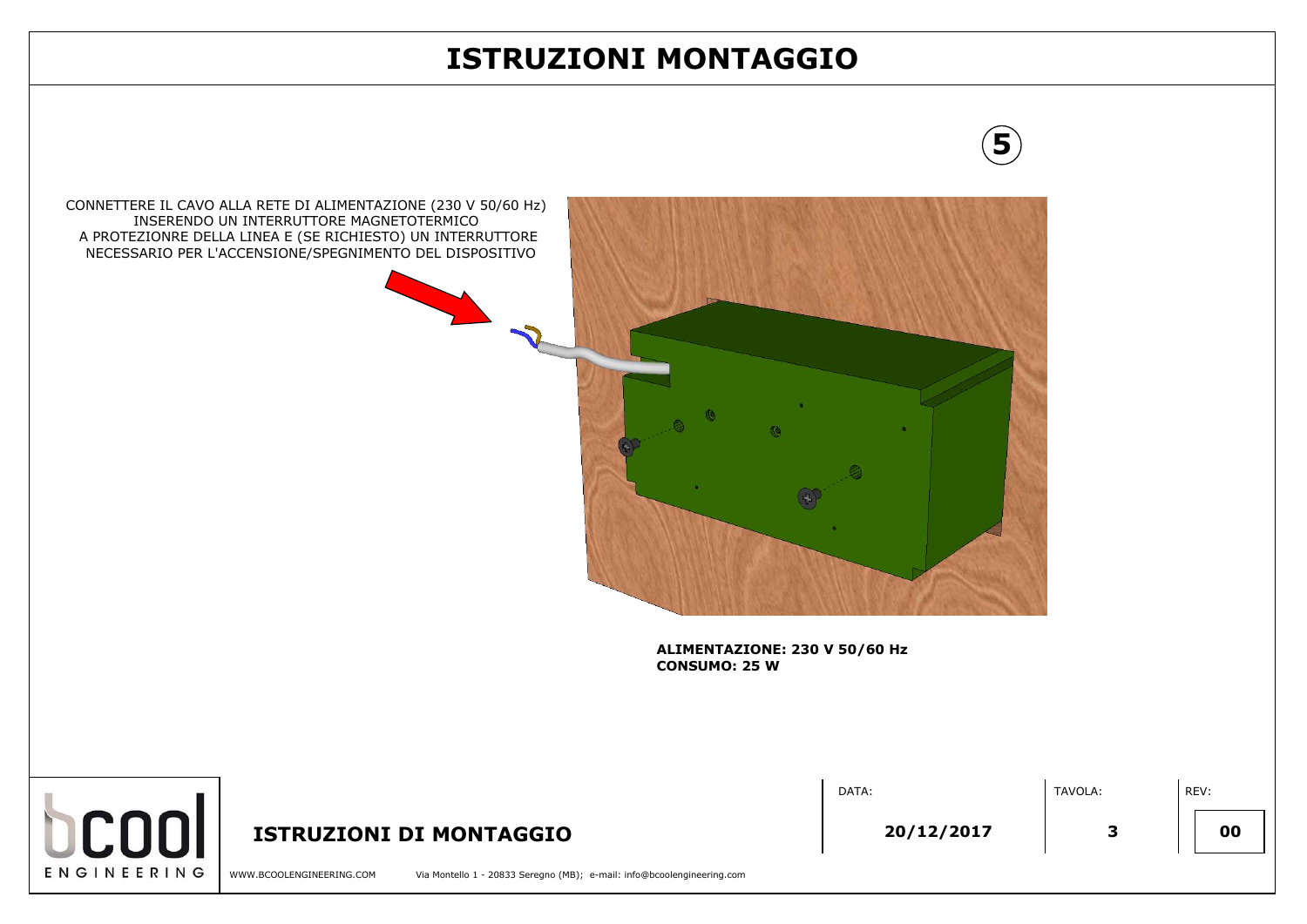# ISTRUZIONI MONTAGGIO

5

CONNETTERE IL CAVO ALLA RETE DI ALIMENTAZIONE (230 V 50/60 Hz) INSERENDO UN INTERRUTTORE MAGNETOTERMICO A PROTEZIONRE DELLA LINEA E (SE RICHIESTO) UN INTERRUTTORE NECESSARIO PER L'ACCENSIONE/SPEGNIMENTO DEL DISPOSITIVO

**ALIMENTAZIONE: 230 V 50/60 Hz**
**CONSUMO: 25 W**

bcool ENGINEERING

**ISTRUZIONI DI MONTAGGIO**

| DATA: | TAVOLA: | REV: |
| --- | --- | --- |
| 20/12/2017 | 3 | 00 |

WWW.BCOOLENGINEERING.COM Via Montello 1 - 20833 Seregno (MB); e-mail: info@bcoolengineering.com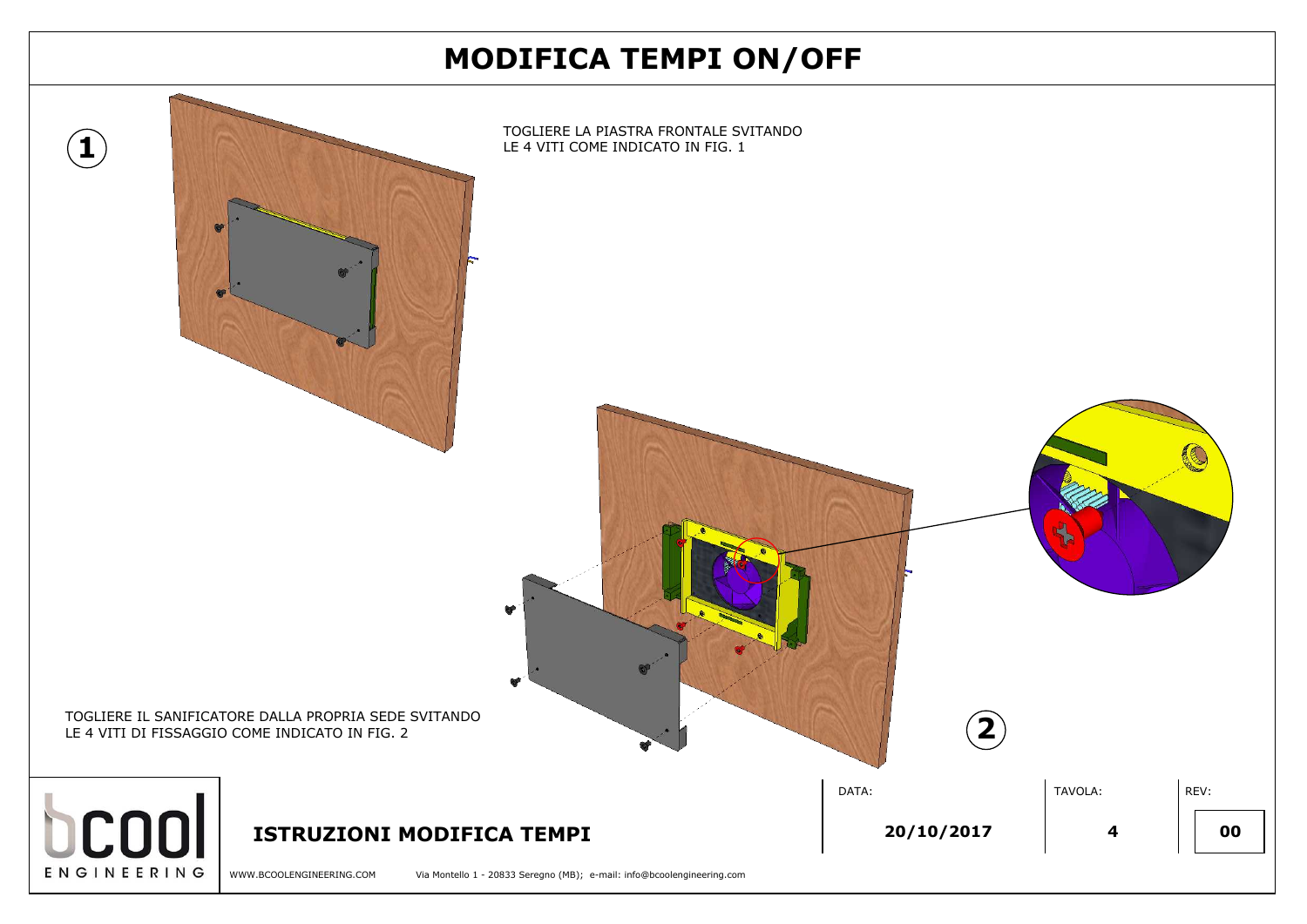# MODIFICA TEMPI ON/OFF

**1**

TOGLIERE LA PIASTRA FRONTALE SVITANDO LE 4 VITI COME INDICATO IN FIG. 1

**2**

TOGLIERE IL SANIFICATORE DALLA PROPRIA SEDE SVITANDO LE 4 VITI DI FISSAGGIO COME INDICATO IN FIG. 2

**ISTRUZIONI MODIFICA TEMPI**

| DATA: | TAVOLA: | REV: |
| --- | --- | --- |
| 20/10/2017 | 4 | 00 |

bcool ENGINEERING

WWW.BCOOLENGINEERING.COM Via Montello 1 - 20833 Seregno (MB); e-mail: info@bcoolengineering.com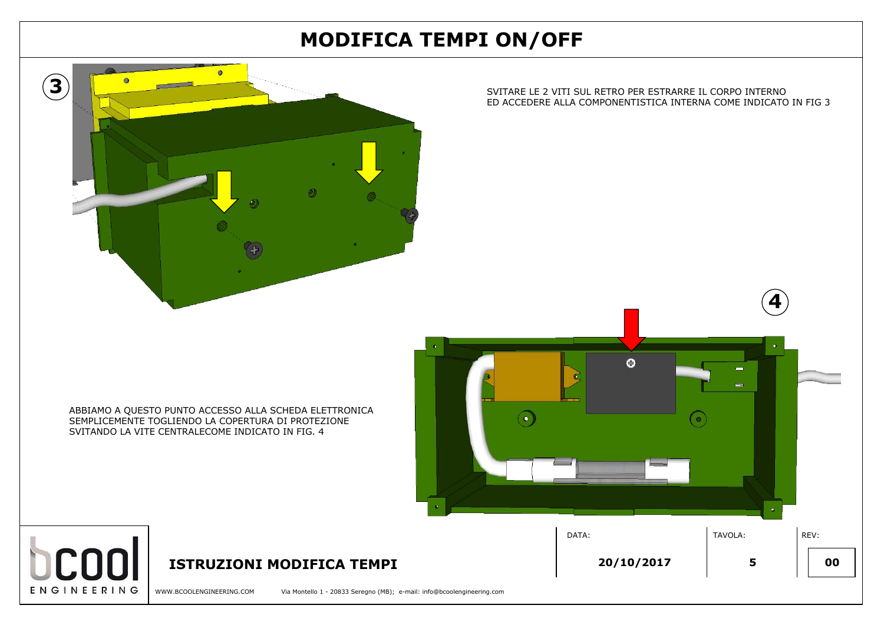# MODIFICA TEMPI ON/OFF

SVITARE LE 2 VITI SUL RETRO PER ESTRARRE IL CORPO INTERNO
ED ACCEDERE ALLA COMPONENTISTICA INTERNA COME INDICATO IN FIG 3

ABBIAMO A QUESTO PUNTO ACCESSO ALLA SCHEDA ELETTRONICA
SEMPLICEMENTE TOGLIENDO LA COPERTURA DI PROTEZIONE
SVITANDO LA VITE CENTRALECOME INDICATO IN FIG. 4

**ISTRUZIONI MODIFICA TEMPI**

| DATA: | TAVOLA: | REV: |
|---|---|---|
| 20/10/2017 | 5 | 00 |

WWW.BCOOLENGINEERING.COM Via Montello 1 - 20833 Seregno (MB); e-mail: info@bcoolengineering.com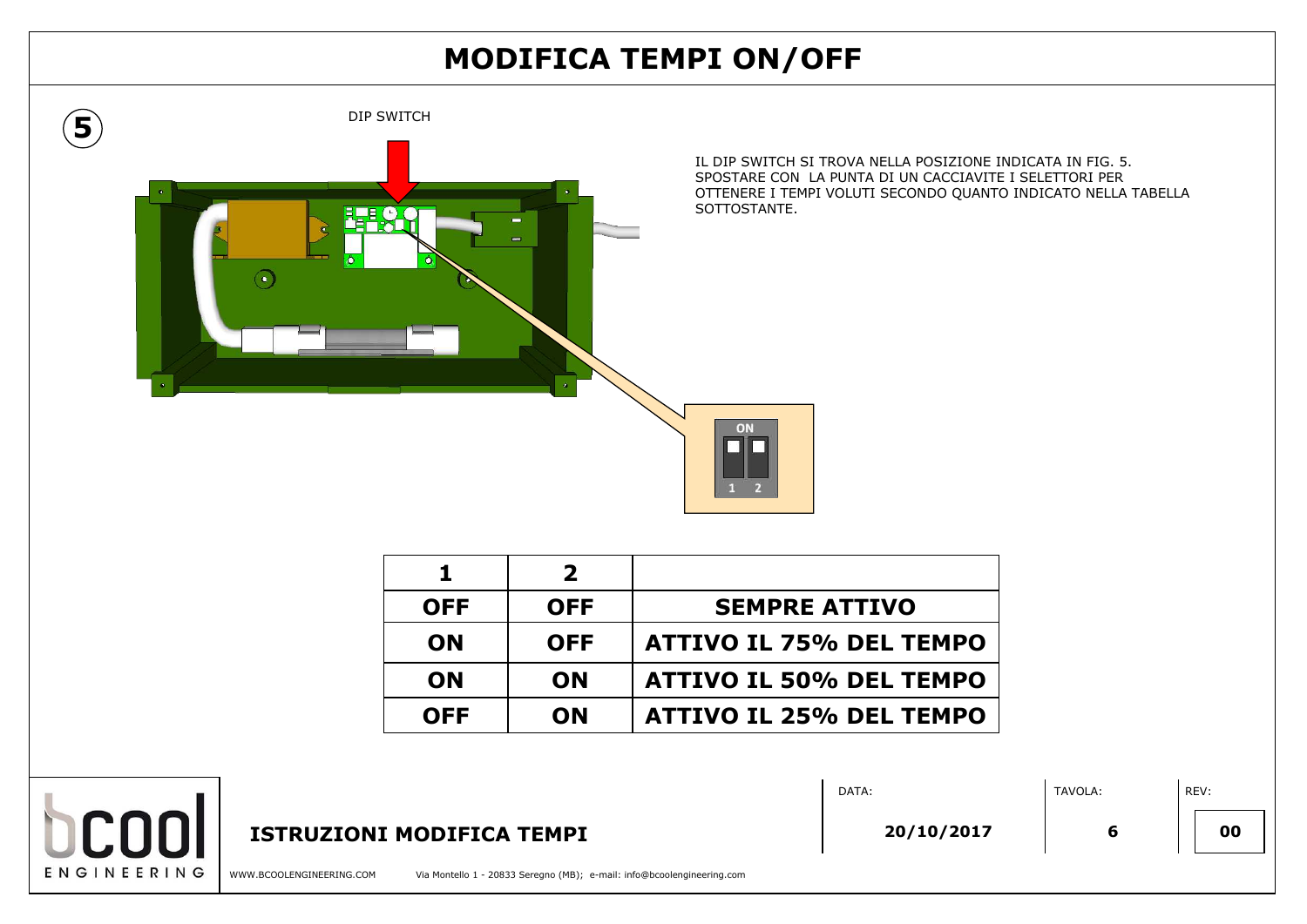# MODIFICA TEMPI ON/OFF

5

DIP SWITCH

IL DIP SWITCH SI TROVA NELLA POSIZIONE INDICATA IN FIG. 5.
SPOSTARE CON LA PUNTA DI UN CACCIAVITE I SELETTORI PER OTTENERE I TEMPI VOLUTI SECONDO QUANTO INDICATO NELLA TABELLA SOTTOSTANTE.

ON

1 2

| 1 | 2 | |
|---|---|---|
| OFF | OFF | SEMPRE ATTIVO |
| ON | OFF | ATTIVO IL 75% DEL TEMPO |
| ON | ON | ATTIVO IL 50% DEL TEMPO |
| OFF | ON | ATTIVO IL 25% DEL TEMPO |

bcool ENGINEERING

**ISTRUZIONI MODIFICA TEMPI**

DATA: 20/10/2017

TAVOLA: 6

REV: 00

WWW.BCOOLENGINEERING.COM Via Montello 1 - 20833 Seregno (MB); e-mail: info@bcoolengineering.com